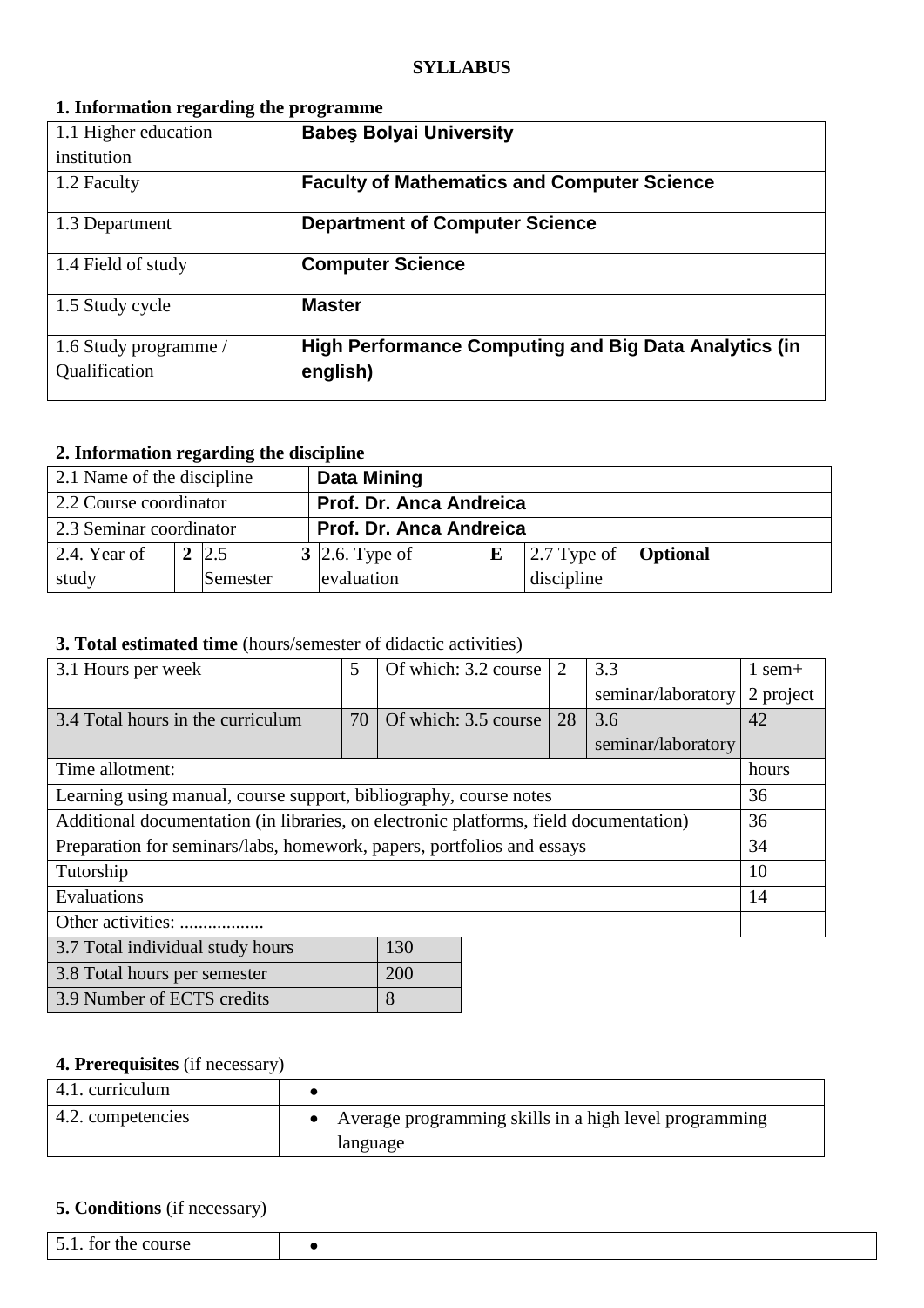**SYLLABUS**

## 1. Information regarding the programme

| | |
|---|---|
| 1.1 Higher education institution | **Babeş Bolyai University** |
| 1.2 Faculty | **Faculty of Mathematics and Computer Science** |
| 1.3 Department | **Department of Computer Science** |
| 1.4 Field of study | **Computer Science** |
| 1.5 Study cycle | **Master** |
| 1.6 Study programme / Qualification | **High Performance Computing and Big Data Analytics (in english)** |

## 2. Information regarding the discipline

| | | | | | | | |
|---|---|---|---|---|---|---|---|
| 2.1 Name of the discipline | | | | **Data Mining** | | | |
| 2.2 Course coordinator | | | | **Prof. Dr. Anca Andreica** | | | |
| 2.3 Seminar coordinator | | | | **Prof. Dr. Anca Andreica** | | | |
| 2.4. Year of study | **2** | 2.5 Semester | **3** | 2.6. Type of evaluation | **E** | 2.7 Type of discipline | **Optional** |

## 3. Total estimated time (hours/semester of didactic activities)

| | | | | | |
|---|---|---|---|---|---|
| 3.1 Hours per week | 5 | Of which: 3.2 course | 2 | 3.3 seminar/laboratory | 1 sem+ 2 project |
| 3.4 Total hours in the curriculum | 70 | Of which: 3.5 course | 28 | 3.6 seminar/laboratory | 42 |

| Time allotment: | hours |
|---|---|
| Learning using manual, course support, bibliography, course notes | 36 |
| Additional documentation (in libraries, on electronic platforms, field documentation) | 36 |
| Preparation for seminars/labs, homework, papers, portfolios and essays | 34 |
| Tutorship | 10 |
| Evaluations | 14 |
| Other activities: .................. | |

| | |
|---|---|
| 3.7 Total individual study hours | 130 |
| 3.8 Total hours per semester | 200 |
| 3.9 Number of ECTS credits | 8 |

## 4. Prerequisites (if necessary)

| | |
|---|---|
| 4.1. curriculum | • |
| 4.2. competencies | • Average programming skills in a high level programming language |

## 5. Conditions (if necessary)

| | |
|---|---|
| 5.1. for the course | • |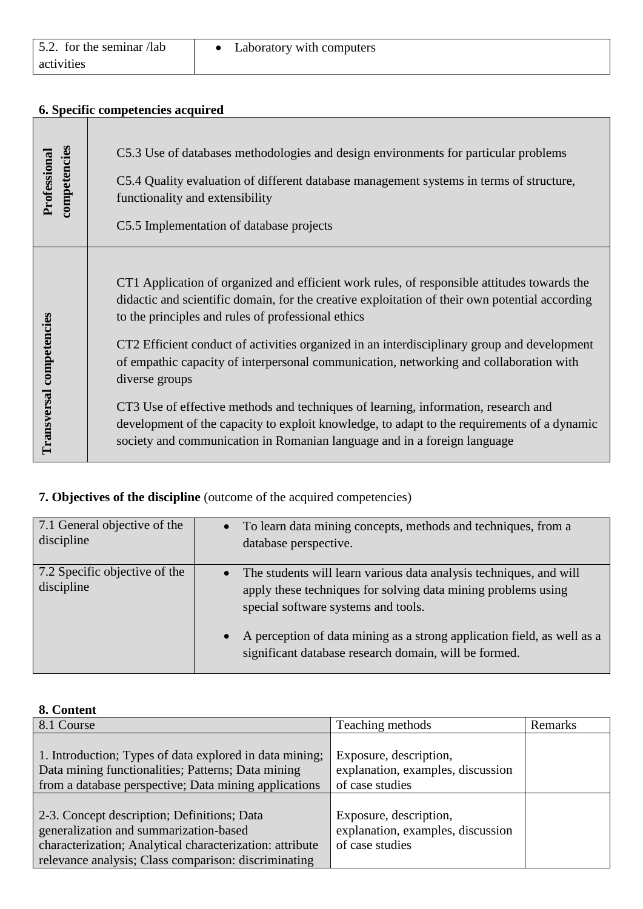| 5.2. for the seminar /lab activities | • Laboratory with computers |
|---|---|

**6. Specific competencies acquired**

| | |
|---|---|
| **Professional competencies** | C5.3 Use of databases methodologies and design environments for particular problems<br><br>C5.4 Quality evaluation of different database management systems in terms of structure, functionality and extensibility<br><br>C5.5 Implementation of database projects |
| **Transversal competencies** | CT1 Application of organized and efficient work rules, of responsible attitudes towards the didactic and scientific domain, for the creative exploitation of their own potential according to the principles and rules of professional ethics<br><br>CT2 Efficient conduct of activities organized in an interdisciplinary group and development of empathic capacity of interpersonal communication, networking and collaboration with diverse groups<br><br>CT3 Use of effective methods and techniques of learning, information, research and development of the capacity to exploit knowledge, to adapt to the requirements of a dynamic society and communication in Romanian language and in a foreign language |

**7. Objectives of the discipline** (outcome of the acquired competencies)

| | |
|---|---|
| 7.1 General objective of the discipline | • To learn data mining concepts, methods and techniques, from a database perspective. |
| 7.2 Specific objective of the discipline | • The students will learn various data analysis techniques, and will apply these techniques for solving data mining problems using special software systems and tools.<br><br>• A perception of data mining as a strong application field, as well as a significant database research domain, will be formed. |

**8. Content**

| 8.1 Course | Teaching methods | Remarks |
|---|---|---|
| 1. Introduction; Types of data explored in data mining; Data mining functionalities; Patterns; Data mining from a database perspective; Data mining applications | Exposure, description, explanation, examples, discussion of case studies | |
| 2-3. Concept description; Definitions; Data generalization and summarization-based characterization; Analytical characterization: attribute relevance analysis; Class comparison: discriminating | Exposure, description, explanation, examples, discussion of case studies | |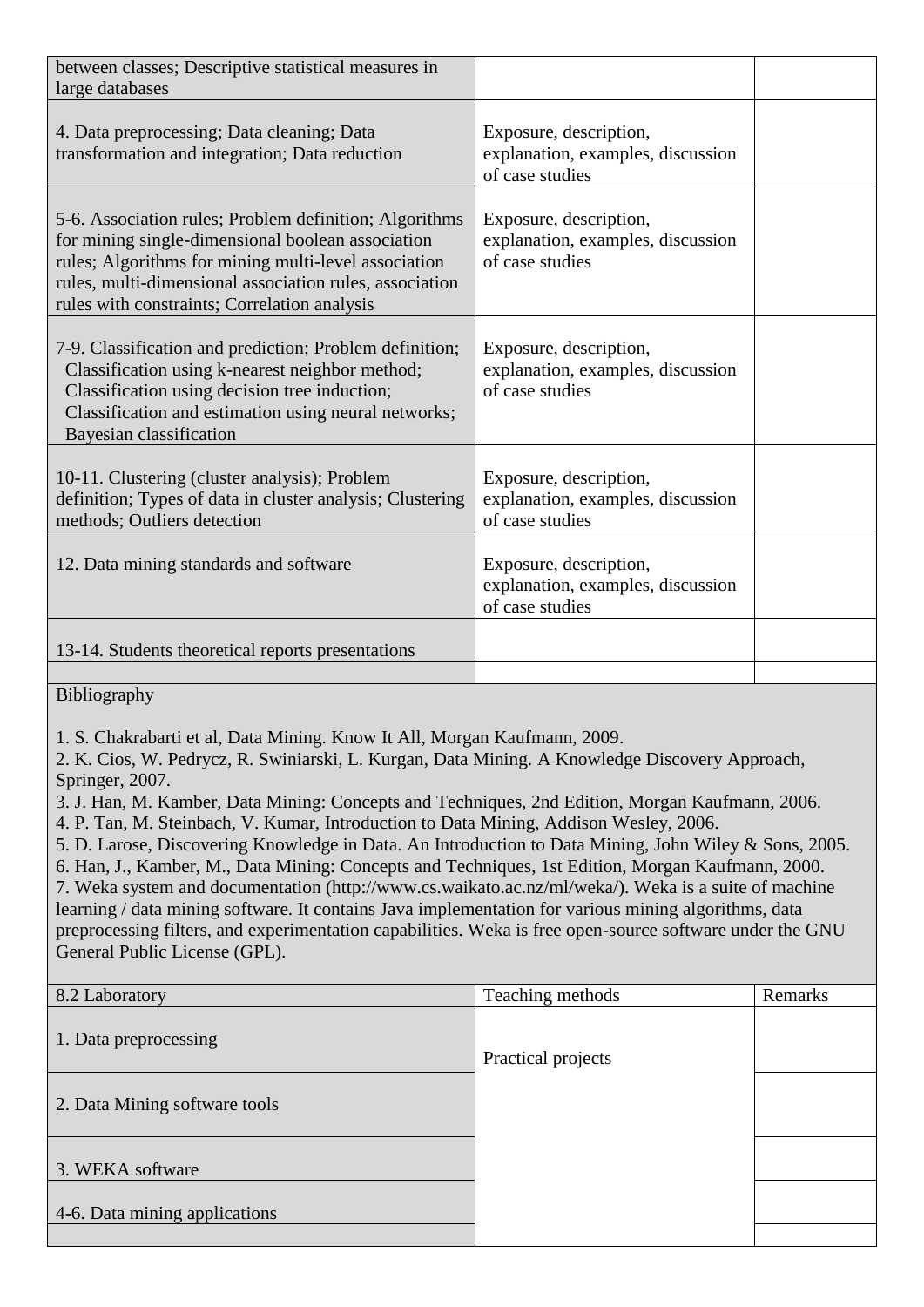| | | |
|---|---|---|
| between classes; Descriptive statistical measures in large databases | | |
| 4. Data preprocessing; Data cleaning; Data transformation and integration; Data reduction | Exposure, description, explanation, examples, discussion of case studies | |
| 5-6. Association rules; Problem definition; Algorithms for mining single-dimensional boolean association rules; Algorithms for mining multi-level association rules, multi-dimensional association rules, association rules with constraints; Correlation analysis | Exposure, description, explanation, examples, discussion of case studies | |
| 7-9. Classification and prediction; Problem definition; Classification using k-nearest neighbor method; Classification using decision tree induction; Classification and estimation using neural networks; Bayesian classification | Exposure, description, explanation, examples, discussion of case studies | |
| 10-11. Clustering (cluster analysis); Problem definition; Types of data in cluster analysis; Clustering methods; Outliers detection | Exposure, description, explanation, examples, discussion of case studies | |
| 12. Data mining standards and software | Exposure, description, explanation, examples, discussion of case studies | |
| 13-14. Students theoretical reports presentations | | |
| | | |

Bibliography

1. S. Chakrabarti et al, Data Mining. Know It All, Morgan Kaufmann, 2009.
2. K. Cios, W. Pedrycz, R. Swiniarski, L. Kurgan, Data Mining. A Knowledge Discovery Approach, Springer, 2007.
3. J. Han, M. Kamber, Data Mining: Concepts and Techniques, 2nd Edition, Morgan Kaufmann, 2006.
4. P. Tan, M. Steinbach, V. Kumar, Introduction to Data Mining, Addison Wesley, 2006.
5. D. Larose, Discovering Knowledge in Data. An Introduction to Data Mining, John Wiley & Sons, 2005.
6. Han, J., Kamber, M., Data Mining: Concepts and Techniques, 1st Edition, Morgan Kaufmann, 2000.
7. Weka system and documentation (http://www.cs.waikato.ac.nz/ml/weka/). Weka is a suite of machine learning / data mining software. It contains Java implementation for various mining algorithms, data preprocessing filters, and experimentation capabilities. Weka is free open-source software under the GNU General Public License (GPL).

| 8.2 Laboratory | Teaching methods | Remarks |
|---|---|---|
| 1. Data preprocessing | Practical projects | |
| 2. Data Mining software tools | | |
| 3. WEKA software | | |
| 4-6. Data mining applications | | |
| | | |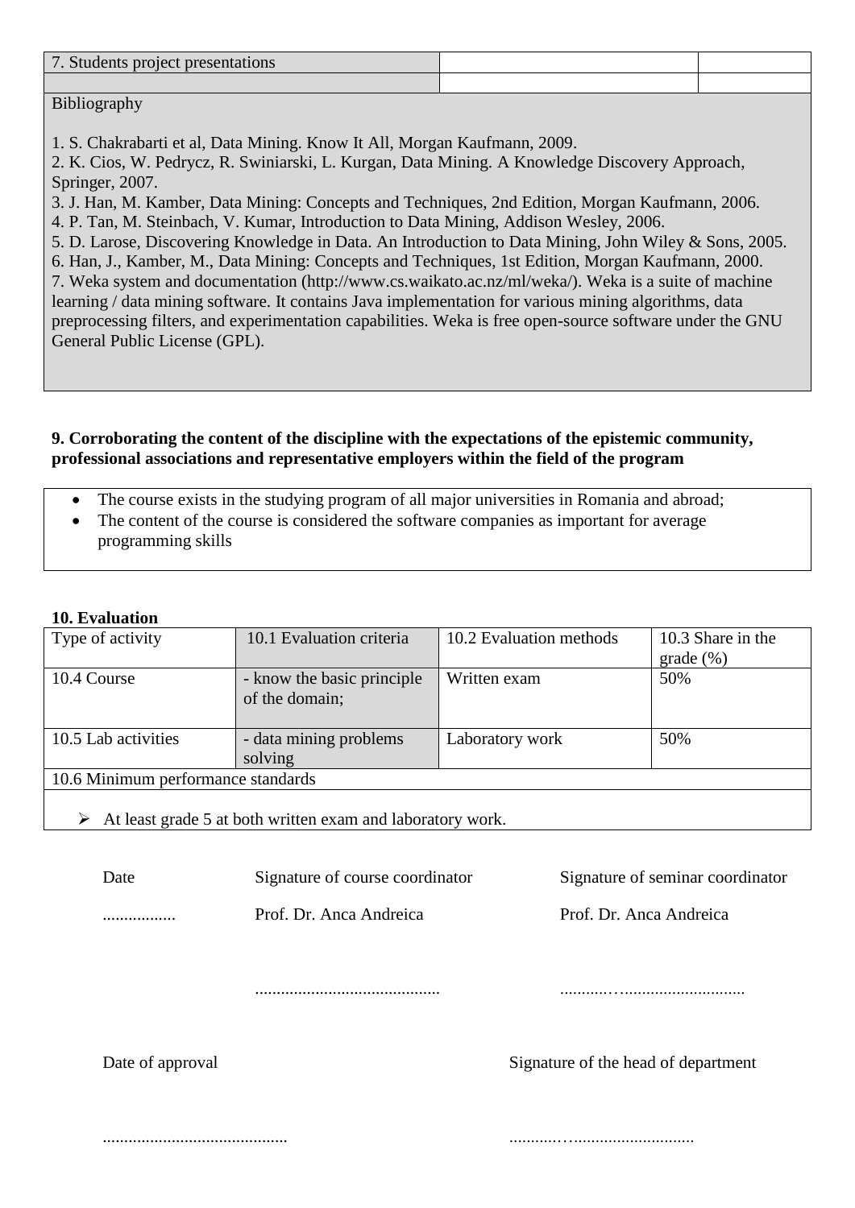| | | |
|---|---|---|
| 7. Students project presentations | | |
| | | |

Bibliography

1. S. Chakrabarti et al, Data Mining. Know It All, Morgan Kaufmann, 2009.
2. K. Cios, W. Pedrycz, R. Swiniarski, L. Kurgan, Data Mining. A Knowledge Discovery Approach, Springer, 2007.
3. J. Han, M. Kamber, Data Mining: Concepts and Techniques, 2nd Edition, Morgan Kaufmann, 2006.
4. P. Tan, M. Steinbach, V. Kumar, Introduction to Data Mining, Addison Wesley, 2006.
5. D. Larose, Discovering Knowledge in Data. An Introduction to Data Mining, John Wiley & Sons, 2005.
6. Han, J., Kamber, M., Data Mining: Concepts and Techniques, 1st Edition, Morgan Kaufmann, 2000.
7. Weka system and documentation (http://www.cs.waikato.ac.nz/ml/weka/). Weka is a suite of machine learning / data mining software. It contains Java implementation for various mining algorithms, data preprocessing filters, and experimentation capabilities. Weka is free open-source software under the GNU General Public License (GPL).

**9. Corroborating the content of the discipline with the expectations of the epistemic community, professional associations and representative employers within the field of the program**

- The course exists in the studying program of all major universities in Romania and abroad;
- The content of the course is considered the software companies as important for average programming skills

**10. Evaluation**

| Type of activity | 10.1 Evaluation criteria | 10.2 Evaluation methods | 10.3 Share in the grade (%) |
|---|---|---|---|
| 10.4 Course | - know the basic principle of the domain; | Written exam | 50% |
| 10.5 Lab activities | - data mining problems solving | Laboratory work | 50% |
| 10.6 Minimum performance standards | | | |
| ➢ At least grade 5 at both written exam and laboratory work. | | | |

Date .................

Signature of course coordinator
Prof. Dr. Anca Andreica
...........................................

Signature of seminar coordinator
Prof. Dr. Anca Andreica
...........................................

Date of approval
...........................................

Signature of the head of department
...........................................